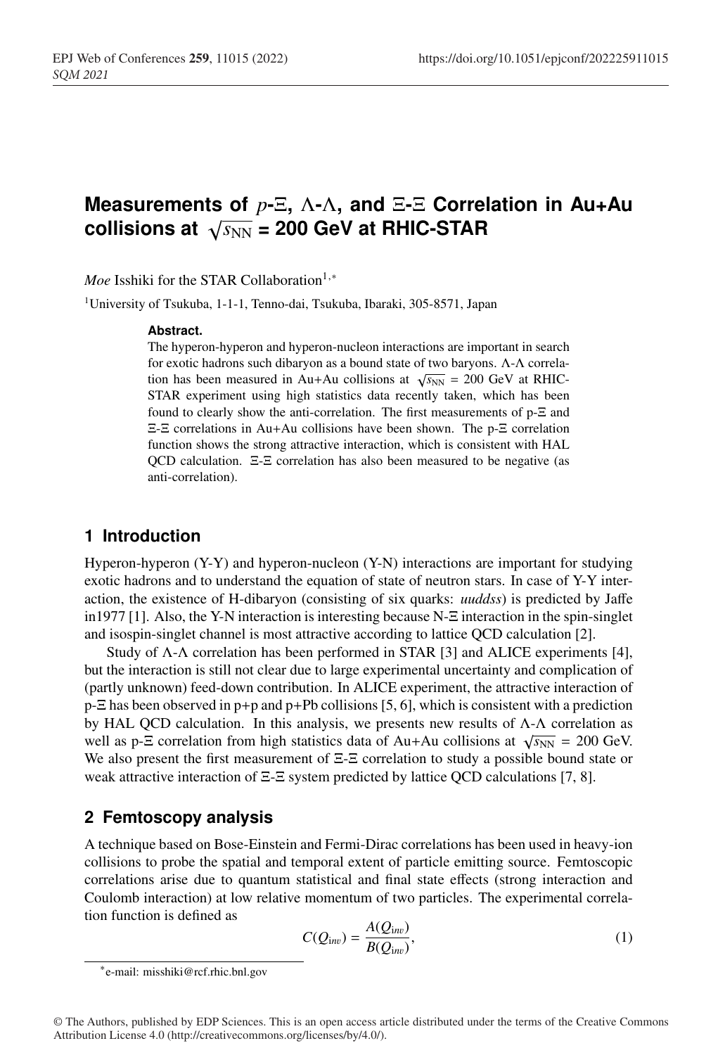# Measurements of $p$-$\Xi$, $\Lambda$-$\Lambda$, and $\Xi$-$\Xi$ Correlation in Au+Au collisions at $\sqrt{s_{\rm NN}}$ = 200 GeV at RHIC-STAR

*Moe* Isshiki for the STAR Collaboration[1,*]

[1]University of Tsukuba, 1-1-1, Tenno-dai, Tsukuba, Ibaraki, 305-8571, Japan

**Abstract.**

The hyperon-hyperon and hyperon-nucleon interactions are important in search for exotic hadrons such dibaryon as a bound state of two baryons. $\Lambda$-$\Lambda$ correlation has been measured in Au+Au collisions at $\sqrt{s_{\rm NN}}$ = 200 GeV at RHIC-STAR experiment using high statistics data recently taken, which has been found to clearly show the anti-correlation. The first measurements of p-$\Xi$ and $\Xi$-$\Xi$ correlations in Au+Au collisions have been shown. The p-$\Xi$ correlation function shows the strong attractive interaction, which is consistent with HAL QCD calculation. $\Xi$-$\Xi$ correlation has also been measured to be negative (as anti-correlation).

## 1 Introduction

Hyperon-hyperon (Y-Y) and hyperon-nucleon (Y-N) interactions are important for studying exotic hadrons and to understand the equation of state of neutron stars. In case of Y-Y interaction, the existence of H-dibaryon (consisting of six quarks: *uuddss*) is predicted by Jaffe in1977 [1]. Also, the Y-N interaction is interesting because N-$\Xi$ interaction in the spin-singlet and isospin-singlet channel is most attractive according to lattice QCD calculation [2].

Study of $\Lambda$-$\Lambda$ correlation has been performed in STAR [3] and ALICE experiments [4], but the interaction is still not clear due to large experimental uncertainty and complication of (partly unknown) feed-down contribution. In ALICE experiment, the attractive interaction of p-$\Xi$ has been observed in p+p and p+Pb collisions [5, 6], which is consistent with a prediction by HAL QCD calculation. In this analysis, we presents new results of $\Lambda$-$\Lambda$ correlation as well as p-$\Xi$ correlation from high statistics data of Au+Au collisions at $\sqrt{s_{\rm NN}}$ = 200 GeV. We also present the first measurement of $\Xi$-$\Xi$ correlation to study a possible bound state or weak attractive interaction of $\Xi$-$\Xi$ system predicted by lattice QCD calculations [7, 8].

## 2 Femtoscopy analysis

A technique based on Bose-Einstein and Fermi-Dirac correlations has been used in heavy-ion collisions to probe the spatial and temporal extent of particle emitting source. Femtoscopic correlations arise due to quantum statistical and final state effects (strong interaction and Coulomb interaction) at low relative momentum of two particles. The experimental correlation function is defined as

$$C(Q_{inv}) = \frac{A(Q_{inv})}{B(Q_{inv})}, \tag{1}$$

*e-mail: misshiki@rcf.rhic.bnl.gov

© The Authors, published by EDP Sciences. This is an open access article distributed under the terms of the Creative Commons Attribution License 4.0 (http://creativecommons.org/licenses/by/4.0/).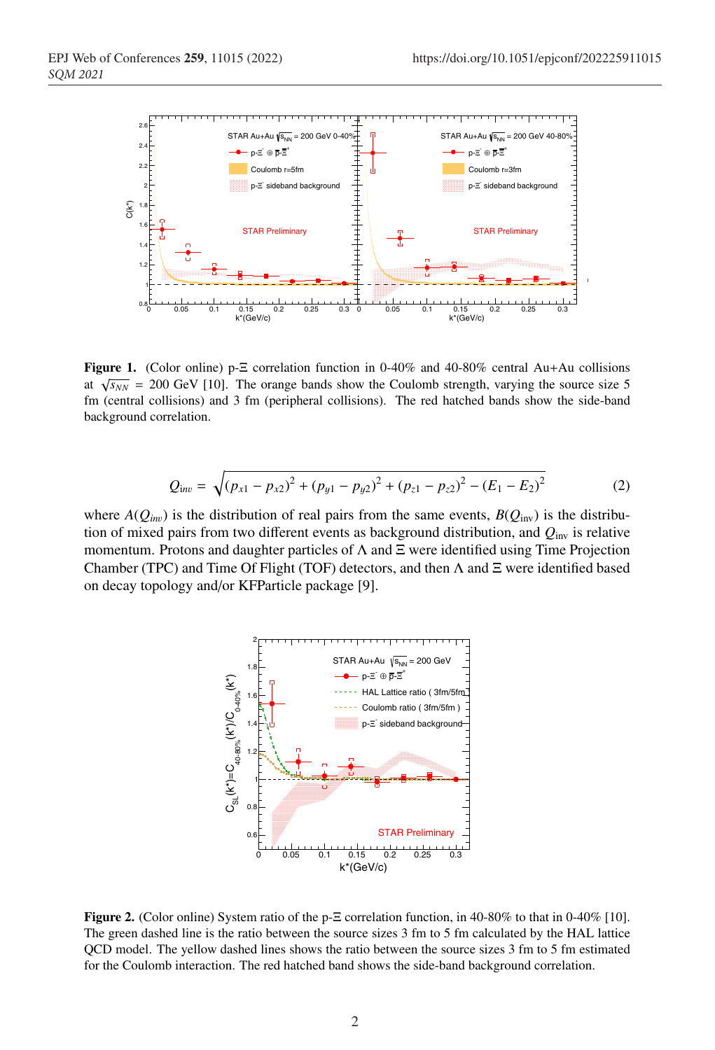**Figure 1.** (Color online) p-Ξ correlation function in 0-40% and 40-80% central Au+Au collisions at $\sqrt{s_{NN}}$ = 200 GeV [10]. The orange bands show the Coulomb strength, varying the source size 5 fm (central collisions) and 3 fm (peripheral collisions). The red hatched bands show the side-band background correlation.

$$Q_{inv} = \sqrt{(p_{x1} - p_{x2})^2 + (p_{y1} - p_{y2})^2 + (p_{z1} - p_{z2})^2 - (E_1 - E_2)^2} \tag{2}$$

where $A(Q_{inv})$ is the distribution of real pairs from the same events, $B(Q_{\text{inv}})$ is the distribution of mixed pairs from two different events as background distribution, and $Q_{\text{inv}}$ is relative momentum. Protons and daughter particles of Λ and Ξ were identified using Time Projection Chamber (TPC) and Time Of Flight (TOF) detectors, and then Λ and Ξ were identified based on decay topology and/or KFParticle package [9].

**Figure 2.** (Color online) System ratio of the p-Ξ correlation function, in 40-80% to that in 0-40% [10]. The green dashed line is the ratio between the source sizes 3 fm to 5 fm calculated by the HAL lattice QCD model. The yellow dashed lines shows the ratio between the source sizes 3 fm to 5 fm estimated for the Coulomb interaction. The red hatched band shows the side-band background correlation.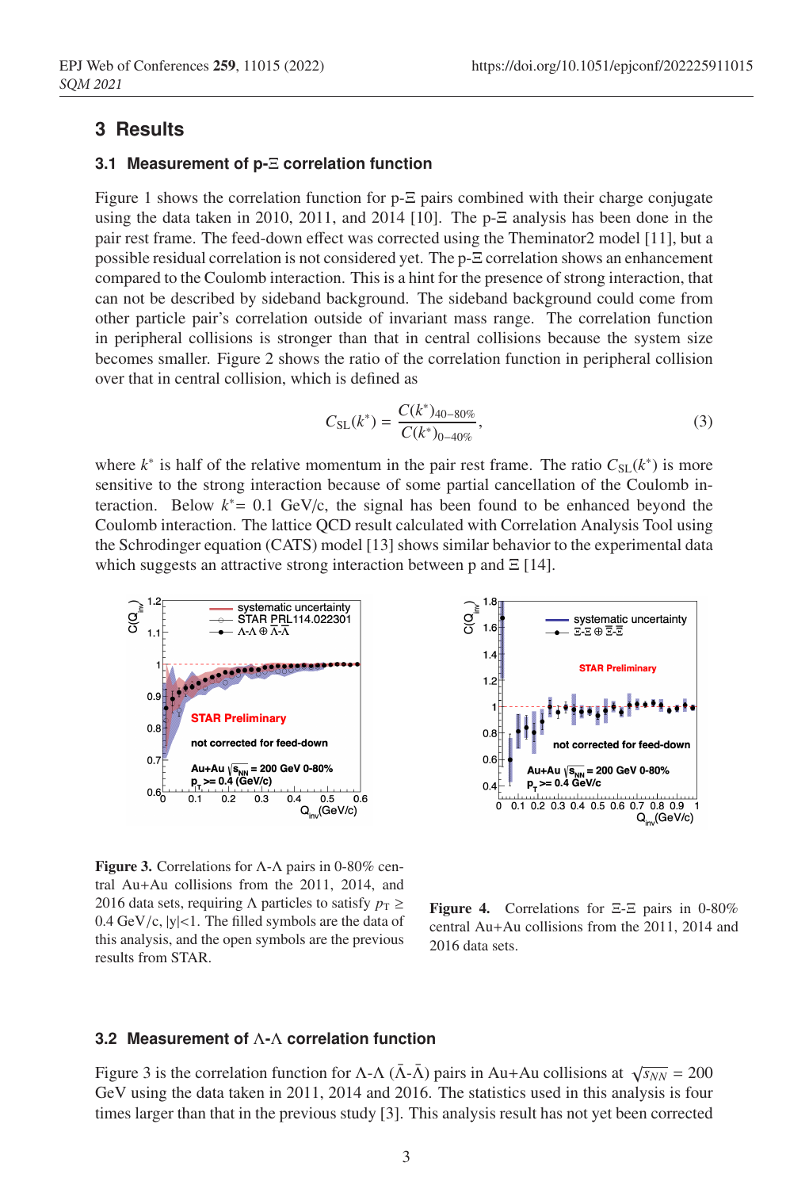## 3 Results

### 3.1 Measurement of p-Ξ correlation function

Figure 1 shows the correlation function for p-Ξ pairs combined with their charge conjugate using the data taken in 2010, 2011, and 2014 [10]. The p-Ξ analysis has been done in the pair rest frame. The feed-down effect was corrected using the Theminator2 model [11], but a possible residual correlation is not considered yet. The p-Ξ correlation shows an enhancement compared to the Coulomb interaction. This is a hint for the presence of strong interaction, that can not be described by sideband background. The sideband background could come from other particle pair's correlation outside of invariant mass range. The correlation function in peripheral collisions is stronger than that in central collisions because the system size becomes smaller. Figure 2 shows the ratio of the correlation function in peripheral collision over that in central collision, which is defined as

$$C_{\rm SL}(k^*) = \frac{C(k^*)_{40-80\%}}{C(k^*)_{0-40\%}}, \tag{3}$$

where $k^*$ is half of the relative momentum in the pair rest frame. The ratio $C_{\rm SL}(k^*)$ is more sensitive to the strong interaction because of some partial cancellation of the Coulomb interaction. Below $k^*$= 0.1 GeV/c, the signal has been found to be enhanced beyond the Coulomb interaction. The lattice QCD result calculated with Correlation Analysis Tool using the Schrodinger equation (CATS) model [13] shows similar behavior to the experimental data which suggests an attractive strong interaction between p and Ξ [14].

**Figure 3.** Correlations for Λ-Λ pairs in 0-80% central Au+Au collisions from the 2011, 2014, and 2016 data sets, requiring Λ particles to satisfy $p_{\rm T} \geq$ 0.4 GeV/c, |y|<1. The filled symbols are the data of this analysis, and the open symbols are the previous results from STAR.

**Figure 4.** Correlations for Ξ-Ξ pairs in 0-80% central Au+Au collisions from the 2011, 2014 and 2016 data sets.

### 3.2 Measurement of Λ-Λ correlation function

Figure 3 is the correlation function for Λ-Λ ($\bar{\Lambda}$-$\bar{\Lambda}$) pairs in Au+Au collisions at $\sqrt{s_{NN}}$ = 200 GeV using the data taken in 2011, 2014 and 2016. The statistics used in this analysis is four times larger than that in the previous study [3]. This analysis result has not yet been corrected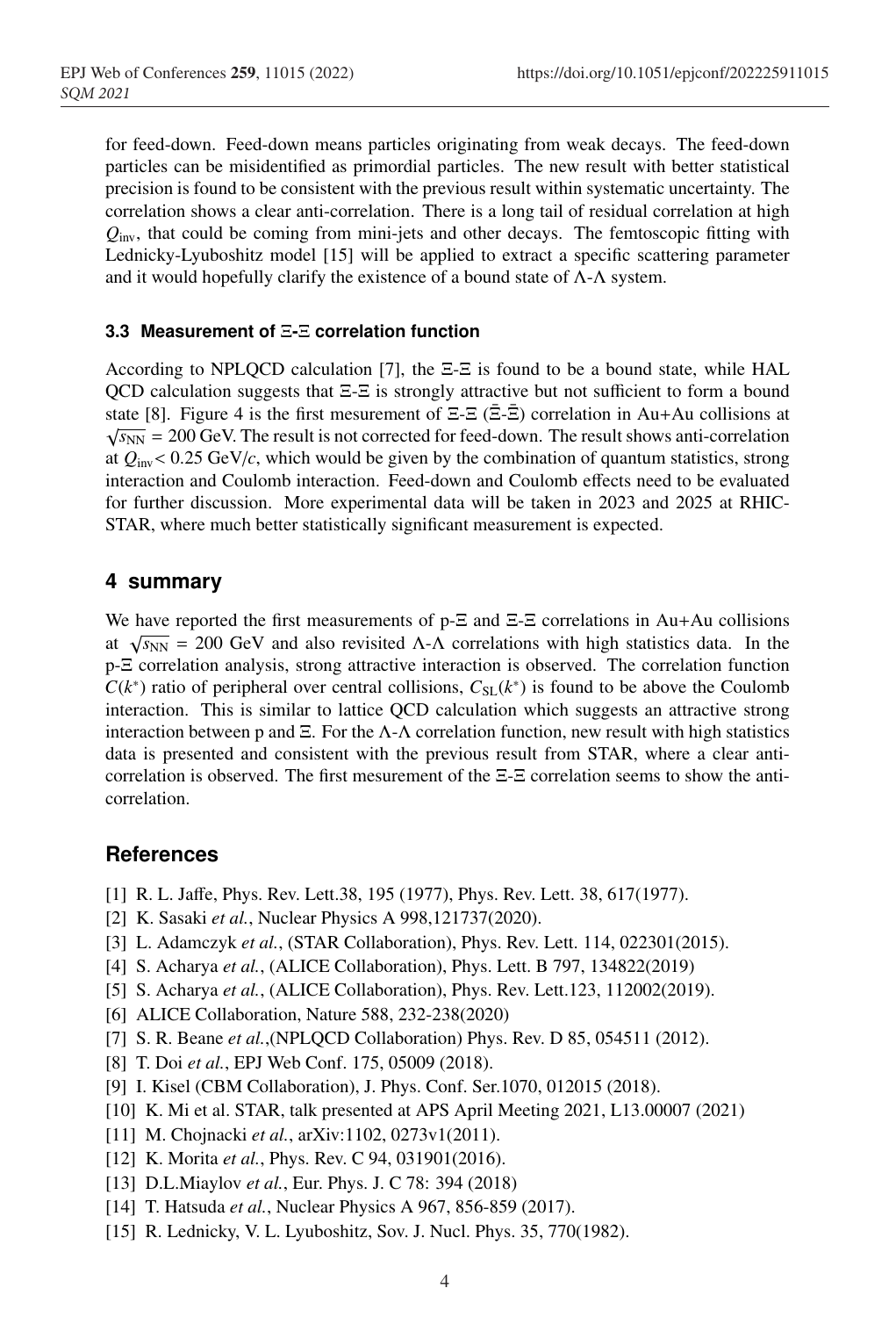for feed-down. Feed-down means particles originating from weak decays. The feed-down particles can be misidentified as primordial particles. The new result with better statistical precision is found to be consistent with the previous result within systematic uncertainty. The correlation shows a clear anti-correlation. There is a long tail of residual correlation at high $Q_{\rm inv}$, that could be coming from mini-jets and other decays. The femtoscopic fitting with Lednicky-Lyuboshitz model [15] will be applied to extract a specific scattering parameter and it would hopefully clarify the existence of a bound state of $\Lambda$-$\Lambda$ system.

### 3.3 Measurement of Ξ-Ξ correlation function

According to NPLQCD calculation [7], the Ξ-Ξ is found to be a bound state, while HAL QCD calculation suggests that Ξ-Ξ is strongly attractive but not sufficient to form a bound state [8]. Figure 4 is the first mesurement of Ξ-Ξ ($\bar{\Xi}$-$\bar{\Xi}$) correlation in Au+Au collisions at $\sqrt{s_{\rm NN}}$ = 200 GeV. The result is not corrected for feed-down. The result shows anti-correlation at $Q_{\rm inv} < 0.25$ GeV/$c$, which would be given by the combination of quantum statistics, strong interaction and Coulomb interaction. Feed-down and Coulomb effects need to be evaluated for further discussion. More experimental data will be taken in 2023 and 2025 at RHIC-STAR, where much better statistically significant measurement is expected.

## 4 summary

We have reported the first measurements of p-Ξ and Ξ-Ξ correlations in Au+Au collisions at $\sqrt{s_{\rm NN}}$ = 200 GeV and also revisited $\Lambda$-$\Lambda$ correlations with high statistics data. In the p-Ξ correlation analysis, strong attractive interaction is observed. The correlation function $C(k^*)$ ratio of peripheral over central collisions, $C_{\rm SL}(k^*)$ is found to be above the Coulomb interaction. This is similar to lattice QCD calculation which suggests an attractive strong interaction between p and Ξ. For the $\Lambda$-$\Lambda$ correlation function, new result with high statistics data is presented and consistent with the previous result from STAR, where a clear anti-correlation is observed. The first mesurement of the Ξ-Ξ correlation seems to show the anti-correlation.

## References

[1] R. L. Jaffe, Phys. Rev. Lett.38, 195 (1977), Phys. Rev. Lett. 38, 617(1977).
[2] K. Sasaki *et al.*, Nuclear Physics A 998,121737(2020).
[3] L. Adamczyk *et al.*, (STAR Collaboration), Phys. Rev. Lett. 114, 022301(2015).
[4] S. Acharya *et al.*, (ALICE Collaboration), Phys. Lett. B 797, 134822(2019)
[5] S. Acharya *et al.*, (ALICE Collaboration), Phys. Rev. Lett.123, 112002(2019).
[6] ALICE Collaboration, Nature 588, 232-238(2020)
[7] S. R. Beane *et al.*,(NPLQCD Collaboration) Phys. Rev. D 85, 054511 (2012).
[8] T. Doi *et al.*, EPJ Web Conf. 175, 05009 (2018).
[9] I. Kisel (CBM Collaboration), J. Phys. Conf. Ser.1070, 012015 (2018).
[10] K. Mi et al. STAR, talk presented at APS April Meeting 2021, L13.00007 (2021)
[11] M. Chojnacki *et al.*, arXiv:1102, 0273v1(2011).
[12] K. Morita *et al.*, Phys. Rev. C 94, 031901(2016).
[13] D.L.Miaylov *et al.*, Eur. Phys. J. C 78: 394 (2018)
[14] T. Hatsuda *et al.*, Nuclear Physics A 967, 856-859 (2017).
[15] R. Lednicky, V. L. Lyuboshitz, Sov. J. Nucl. Phys. 35, 770(1982).